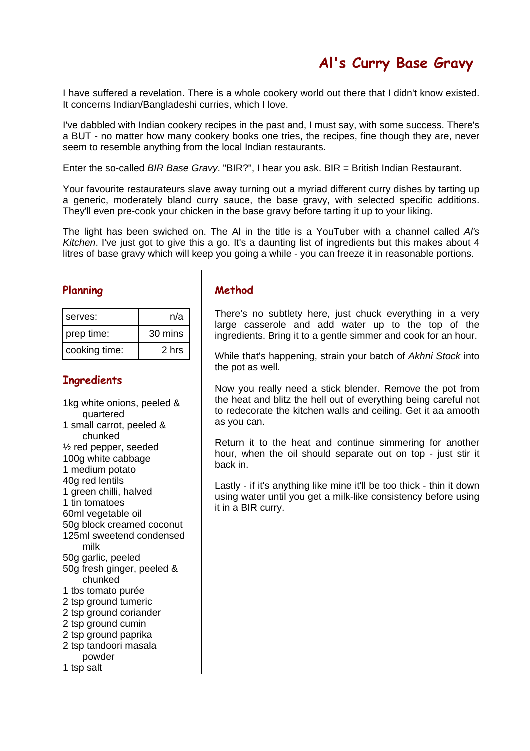# Al's Curry Base Gravy

I have suffered a revelation. There is a whole cookery world out there that I didn't know existed. It concerns Indian/Bangladeshi curries, which I love.

I've dabbled with Indian cookery recipes in the past and, I must say, with some success. There's a BUT - no matter how many cookery books one tries, the recipes, fine though they are, never seem to resemble anything from the local Indian restaurants.

Enter the so-called *BIR Base Gravy*. "BIR?", I hear you ask. BIR = British Indian Restaurant.

Your favourite restaurateurs slave away turning out a myriad different curry dishes by tarting up a generic, moderately bland curry sauce, the base gravy, with selected specific additions. They'll even pre-cook your chicken in the base gravy before tarting it up to your liking.

The light has been swiched on. The Al in the title is a YouTuber with a channel called *Al's Kitchen*. I've just got to give this a go. It's a daunting list of ingredients but this makes about 4 litres of base gravy which will keep you going a while - you can freeze it in reasonable portions.

## Planning

| serves: | n/a |
|---|---|
| prep time: | 30 mins |
| cooking time: | 2 hrs |

## Ingredients

- 1kg white onions, peeled & quartered
- 1 small carrot, peeled & chunked
- ½ red pepper, seeded
- 100g white cabbage
- 1 medium potato
- 40g red lentils
- 1 green chilli, halved
- 1 tin tomatoes
- 60ml vegetable oil
- 50g block creamed coconut
- 125ml sweetend condensed milk
- 50g garlic, peeled
- 50g fresh ginger, peeled & chunked
- 1 tbs tomato purée
- 2 tsp ground tumeric
- 2 tsp ground coriander
- 2 tsp ground cumin
- 2 tsp ground paprika
- 2 tsp tandoori masala powder
- 1 tsp salt

## Method

There's no subtlety here, just chuck everything in a very large casserole and add water up to the top of the ingredients. Bring it to a gentle simmer and cook for an hour.

While that's happening, strain your batch of *Akhni Stock* into the pot as well.

Now you really need a stick blender. Remove the pot from the heat and blitz the hell out of everything being careful not to redecorate the kitchen walls and ceiling. Get it aa amooth as you can.

Return it to the heat and continue simmering for another hour, when the oil should separate out on top - just stir it back in.

Lastly - if it's anything like mine it'll be too thick - thin it down using water until you get a milk-like consistency before using it in a BIR curry.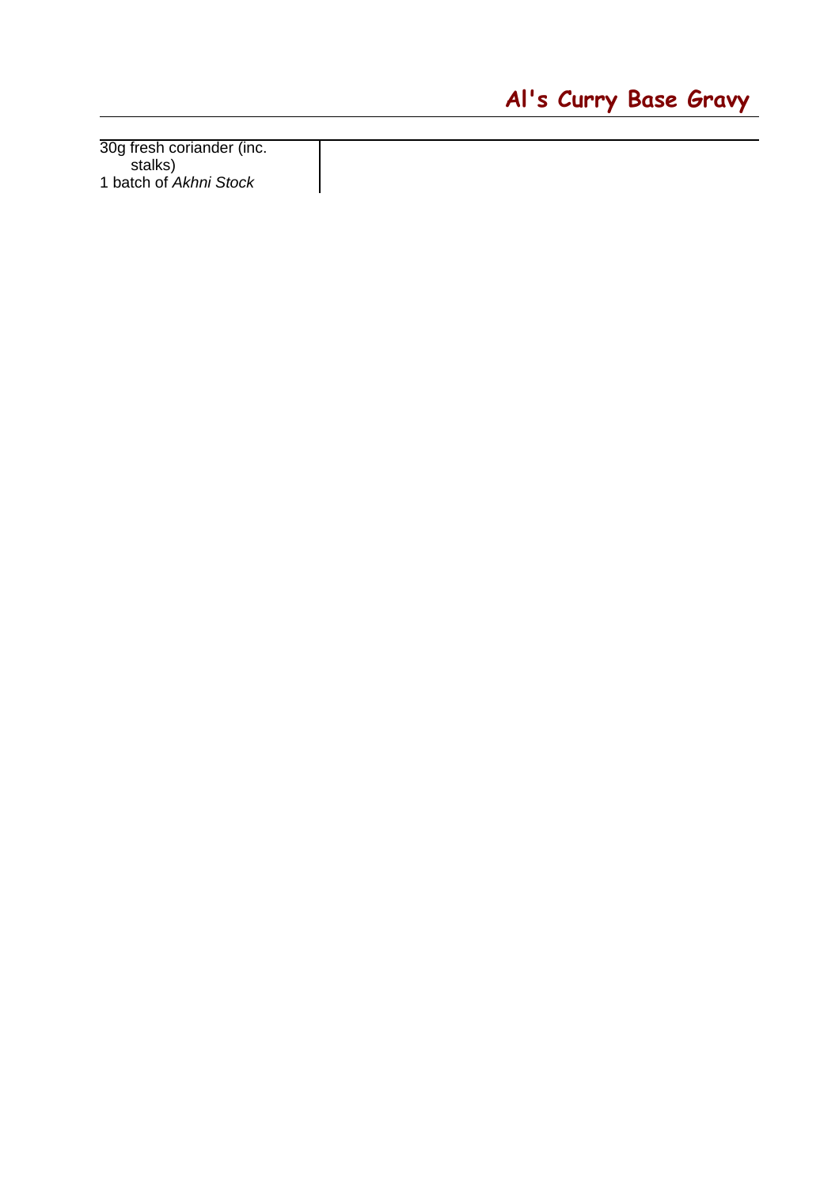30g fresh coriander (inc. stalks)
1 batch of *Akhni Stock*